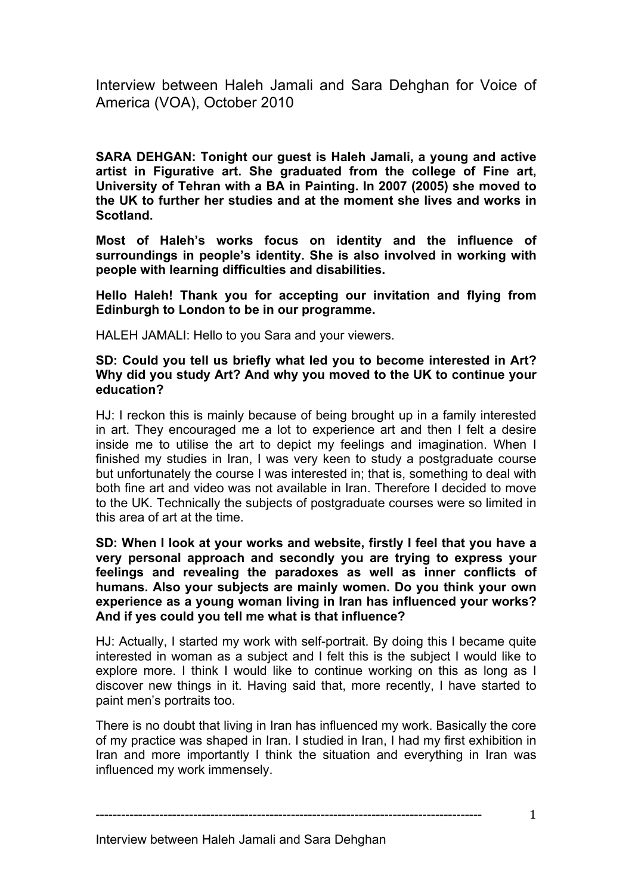# Interview between Haleh Jamali and Sara Dehghan for Voice of America (VOA), October 2010

**SARA DEHGAN: Tonight our guest is Haleh Jamali, a young and active artist in Figurative art. She graduated from the college of Fine art, University of Tehran with a BA in Painting. In 2007 (2005) she moved to the UK to further her studies and at the moment she lives and works in Scotland.**

**Most of Haleh's works focus on identity and the influence of surroundings in people's identity. She is also involved in working with people with learning difficulties and disabilities.**

**Hello Haleh! Thank you for accepting our invitation and flying from Edinburgh to London to be in our programme.**

HALEH JAMALI: Hello to you Sara and your viewers.

**SD: Could you tell us briefly what led you to become interested in Art? Why did you study Art? And why you moved to the UK to continue your education?**

HJ: I reckon this is mainly because of being brought up in a family interested in art. They encouraged me a lot to experience art and then I felt a desire inside me to utilise the art to depict my feelings and imagination. When I finished my studies in Iran, I was very keen to study a postgraduate course but unfortunately the course I was interested in; that is, something to deal with both fine art and video was not available in Iran. Therefore I decided to move to the UK. Technically the subjects of postgraduate courses were so limited in this area of art at the time.

**SD: When I look at your works and website, firstly I feel that you have a very personal approach and secondly you are trying to express your feelings and revealing the paradoxes as well as inner conflicts of humans. Also your subjects are mainly women. Do you think your own experience as a young woman living in Iran has influenced your works? And if yes could you tell me what is that influence?**

HJ: Actually, I started my work with self-portrait. By doing this I became quite interested in woman as a subject and I felt this is the subject I would like to explore more. I think I would like to continue working on this as long as I discover new things in it. Having said that, more recently, I have started to paint men's portraits too.

There is no doubt that living in Iran has influenced my work. Basically the core of my practice was shaped in Iran. I studied in Iran, I had my first exhibition in Iran and more importantly I think the situation and everything in Iran was influenced my work immensely.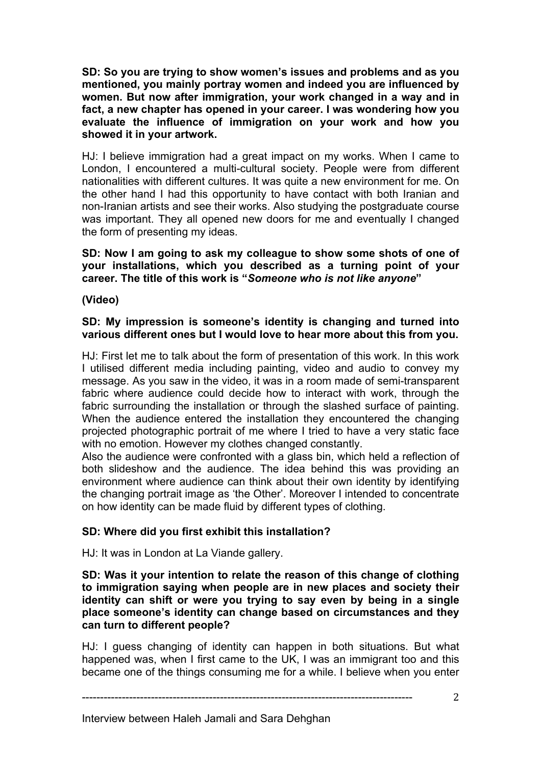**SD: So you are trying to show women's issues and problems and as you mentioned, you mainly portray women and indeed you are influenced by women. But now after immigration, your work changed in a way and in fact, a new chapter has opened in your career. I was wondering how you evaluate the influence of immigration on your work and how you showed it in your artwork.**

HJ: I believe immigration had a great impact on my works. When I came to London, I encountered a multi-cultural society. People were from different nationalities with different cultures. It was quite a new environment for me. On the other hand I had this opportunity to have contact with both Iranian and non-Iranian artists and see their works. Also studying the postgraduate course was important. They all opened new doors for me and eventually I changed the form of presenting my ideas.

**SD: Now I am going to ask my colleague to show some shots of one of your installations, which you described as a turning point of your career. The title of this work is "*Someone who is not like anyone*"**

**(Video)**

**SD: My impression is someone's identity is changing and turned into various different ones but I would love to hear more about this from you.**

HJ: First let me to talk about the form of presentation of this work. In this work I utilised different media including painting, video and audio to convey my message. As you saw in the video, it was in a room made of semi-transparent fabric where audience could decide how to interact with work, through the fabric surrounding the installation or through the slashed surface of painting. When the audience entered the installation they encountered the changing projected photographic portrait of me where I tried to have a very static face with no emotion. However my clothes changed constantly.
Also the audience were confronted with a glass bin, which held a reflection of both slideshow and the audience. The idea behind this was providing an environment where audience can think about their own identity by identifying the changing portrait image as 'the Other'. Moreover I intended to concentrate on how identity can be made fluid by different types of clothing.

**SD: Where did you first exhibit this installation?**

HJ: It was in London at La Viande gallery.

**SD: Was it your intention to relate the reason of this change of clothing to immigration saying when people are in new places and society their identity can shift or were you trying to say even by being in a single place someone's identity can change based on circumstances and they can turn to different people?**

HJ: I guess changing of identity can happen in both situations. But what happened was, when I first came to the UK, I was an immigrant too and this became one of the things consuming me for a while. I believe when you enter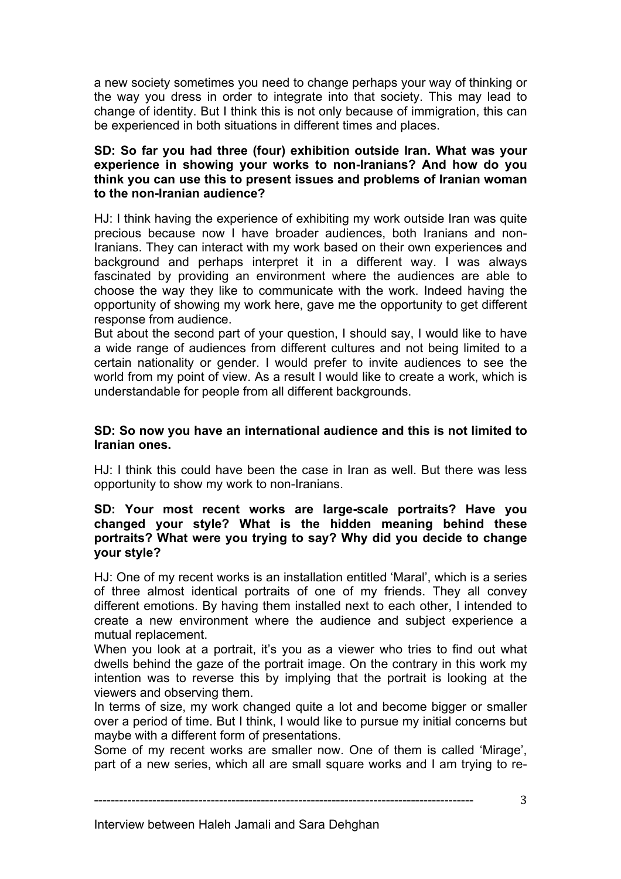a new society sometimes you need to change perhaps your way of thinking or the way you dress in order to integrate into that society. This may lead to change of identity. But I think this is not only because of immigration, this can be experienced in both situations in different times and places.

**SD: So far you had three (four) exhibition outside Iran. What was your experience in showing your works to non-Iranians? And how do you think you can use this to present issues and problems of Iranian woman to the non-Iranian audience?**

HJ: I think having the experience of exhibiting my work outside Iran was quite precious because now I have broader audiences, both Iranians and non-Iranians. They can interact with my work based on their own experiences and background and perhaps interpret it in a different way. I was always fascinated by providing an environment where the audiences are able to choose the way they like to communicate with the work. Indeed having the opportunity of showing my work here, gave me the opportunity to get different response from audience.

But about the second part of your question, I should say, I would like to have a wide range of audiences from different cultures and not being limited to a certain nationality or gender. I would prefer to invite audiences to see the world from my point of view. As a result I would like to create a work, which is understandable for people from all different backgrounds.

**SD: So now you have an international audience and this is not limited to Iranian ones.**

HJ: I think this could have been the case in Iran as well. But there was less opportunity to show my work to non-Iranians.

**SD: Your most recent works are large-scale portraits? Have you changed your style? What is the hidden meaning behind these portraits? What were you trying to say? Why did you decide to change your style?**

HJ: One of my recent works is an installation entitled 'Maral', which is a series of three almost identical portraits of one of my friends. They all convey different emotions. By having them installed next to each other, I intended to create a new environment where the audience and subject experience a mutual replacement.

When you look at a portrait, it's you as a viewer who tries to find out what dwells behind the gaze of the portrait image. On the contrary in this work my intention was to reverse this by implying that the portrait is looking at the viewers and observing them.

In terms of size, my work changed quite a lot and become bigger or smaller over a period of time. But I think, I would like to pursue my initial concerns but maybe with a different form of presentations.

Some of my recent works are smaller now. One of them is called 'Mirage', part of a new series, which all are small square works and I am trying to re-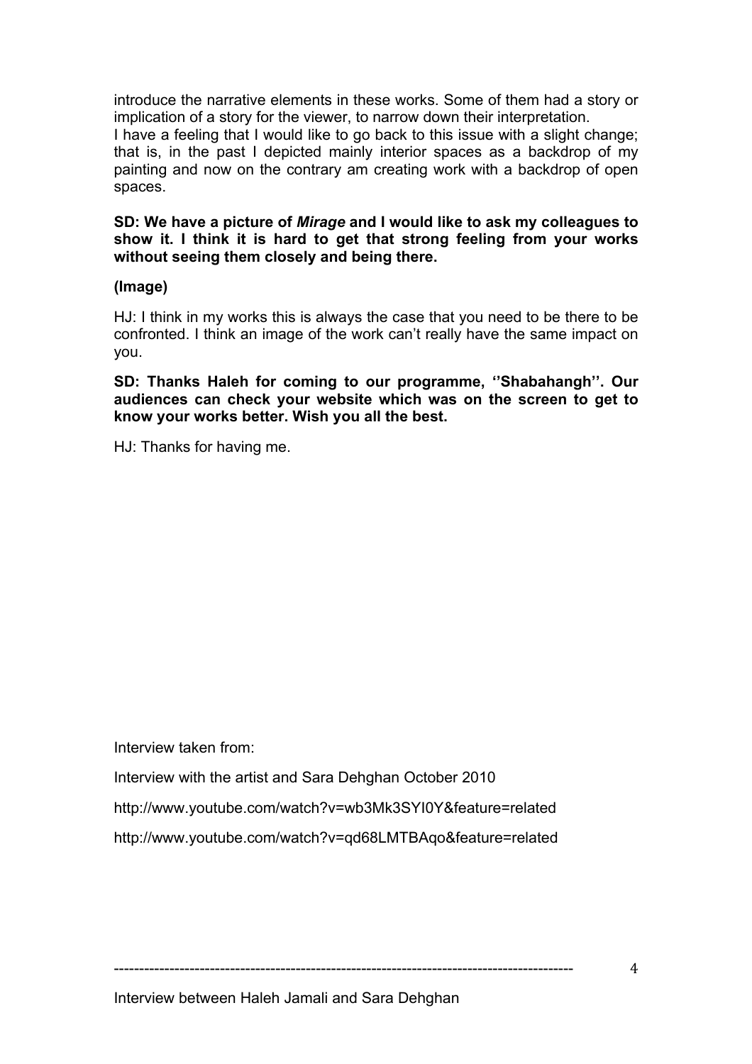introduce the narrative elements in these works. Some of them had a story or implication of a story for the viewer, to narrow down their interpretation.
I have a feeling that I would like to go back to this issue with a slight change; that is, in the past I depicted mainly interior spaces as a backdrop of my painting and now on the contrary am creating work with a backdrop of open spaces.

**SD: We have a picture of *Mirage* and I would like to ask my colleagues to show it. I think it is hard to get that strong feeling from your works without seeing them closely and being there.**

**(Image)**

HJ: I think in my works this is always the case that you need to be there to be confronted. I think an image of the work can't really have the same impact on you.

**SD: Thanks Haleh for coming to our programme, ''Shabahangh''. Our audiences can check your website which was on the screen to get to know your works better. Wish you all the best.**

HJ: Thanks for having me.

Interview taken from:

Interview with the artist and Sara Dehghan October 2010

http://www.youtube.com/watch?v=wb3Mk3SYI0Y&feature=related

http://www.youtube.com/watch?v=qd68LMTBAqo&feature=related